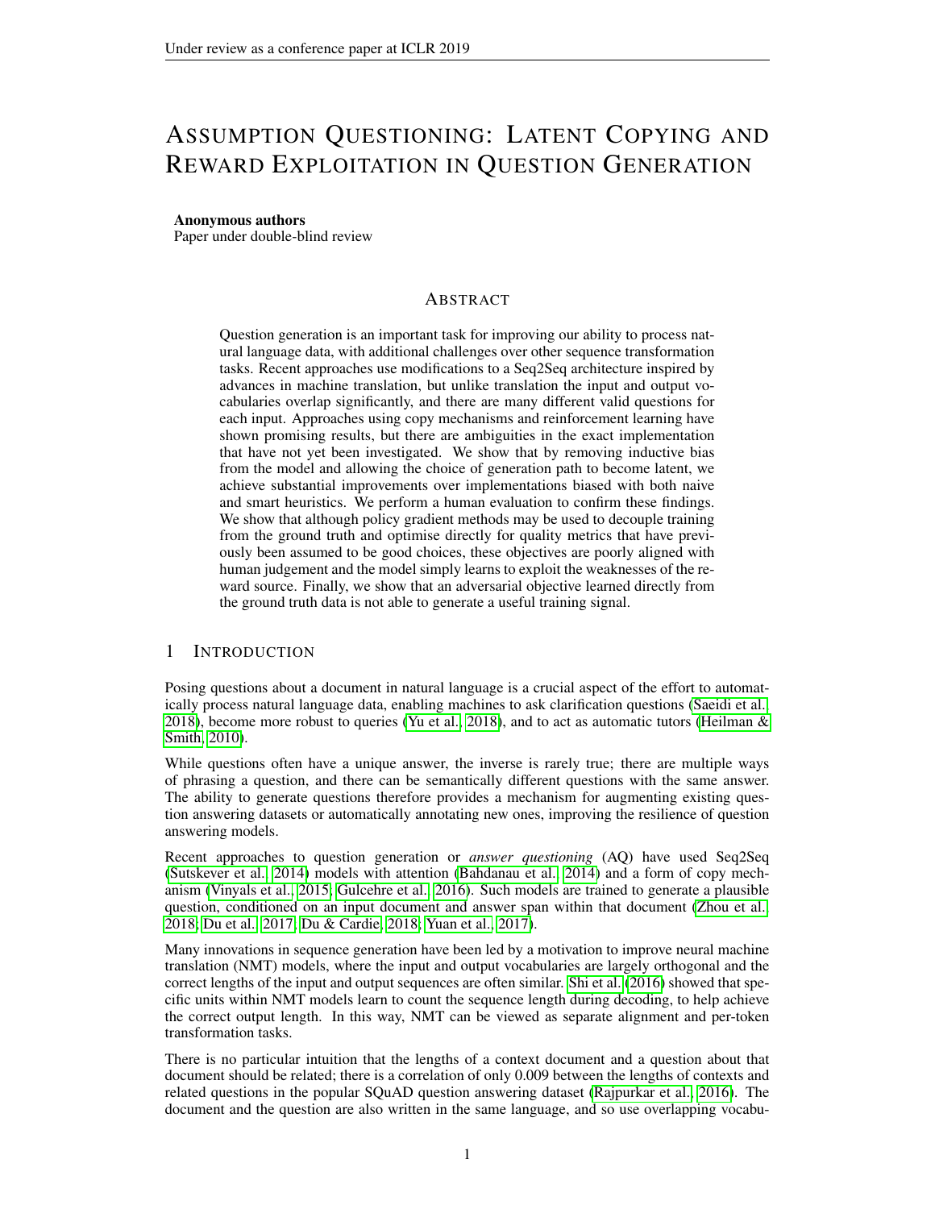# Assumption Questioning: Latent Copying and Reward Exploitation in Question Generation

**Anonymous authors**
Paper under double-blind review

## Abstract

Question generation is an important task for improving our ability to process natural language data, with additional challenges over other sequence transformation tasks. Recent approaches use modifications to a Seq2Seq architecture inspired by advances in machine translation, but unlike translation the input and output vocabularies overlap significantly, and there are many different valid questions for each input. Approaches using copy mechanisms and reinforcement learning have shown promising results, but there are ambiguities in the exact implementation that have not yet been investigated. We show that by removing inductive bias from the model and allowing the choice of generation path to become latent, we achieve substantial improvements over implementations biased with both naive and smart heuristics. We perform a human evaluation to confirm these findings. We show that although policy gradient methods may be used to decouple training from the ground truth and optimise directly for quality metrics that have previously been assumed to be good choices, these objectives are poorly aligned with human judgement and the model simply learns to exploit the weaknesses of the reward source. Finally, we show that an adversarial objective learned directly from the ground truth data is not able to generate a useful training signal.

## 1 Introduction

Posing questions about a document in natural language is a crucial aspect of the effort to automatically process natural language data, enabling machines to ask clarification questions (Saeidi et al., 2018), become more robust to queries (Yu et al., 2018), and to act as automatic tutors (Heilman & Smith, 2010).

While questions often have a unique answer, the inverse is rarely true; there are multiple ways of phrasing a question, and there can be semantically different questions with the same answer. The ability to generate questions therefore provides a mechanism for augmenting existing question answering datasets or automatically annotating new ones, improving the resilience of question answering models.

Recent approaches to question generation or *answer questioning* (AQ) have used Seq2Seq (Sutskever et al., 2014) models with attention (Bahdanau et al., 2014) and a form of copy mechanism (Vinyals et al., 2015; Gulcehre et al., 2016). Such models are trained to generate a plausible question, conditioned on an input document and answer span within that document (Zhou et al., 2018; Du et al., 2017; Du & Cardie, 2018; Yuan et al., 2017).

Many innovations in sequence generation have been led by a motivation to improve neural machine translation (NMT) models, where the input and output vocabularies are largely orthogonal and the correct lengths of the input and output sequences are often similar. Shi et al. (2016) showed that specific units within NMT models learn to count the sequence length during decoding, to help achieve the correct output length. In this way, NMT can be viewed as separate alignment and per-token transformation tasks.

There is no particular intuition that the lengths of a context document and a question about that document should be related; there is a correlation of only 0.009 between the lengths of contexts and related questions in the popular SQuAD question answering dataset (Rajpurkar et al., 2016). The document and the question are also written in the same language, and so use overlapping vocabu-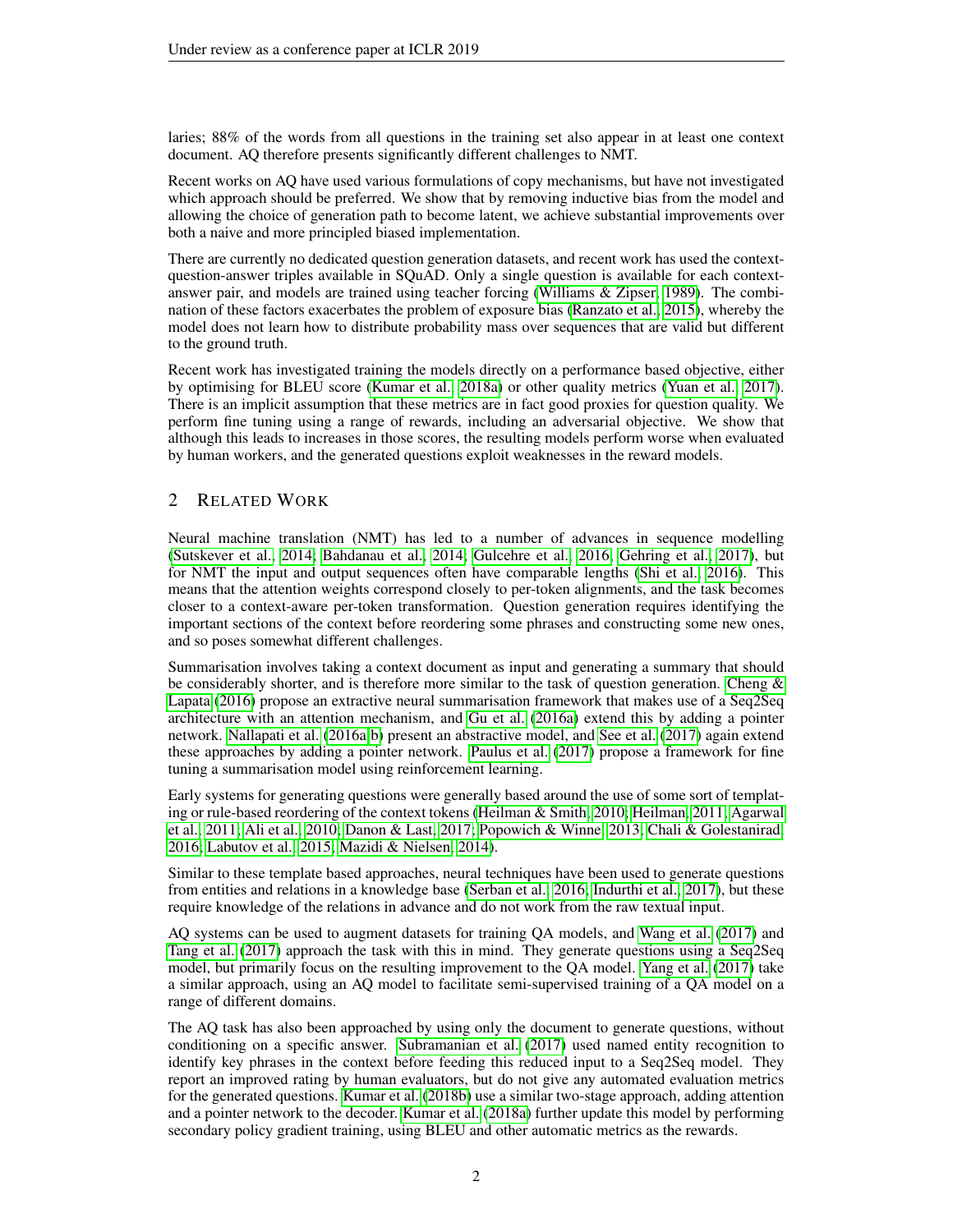laries; 88% of the words from all questions in the training set also appear in at least one context document. AQ therefore presents significantly different challenges to NMT.

Recent works on AQ have used various formulations of copy mechanisms, but have not investigated which approach should be preferred. We show that by removing inductive bias from the model and allowing the choice of generation path to become latent, we achieve substantial improvements over both a naive and more principled biased implementation.

There are currently no dedicated question generation datasets, and recent work has used the context-question-answer triples available in SQuAD. Only a single question is available for each context-answer pair, and models are trained using teacher forcing (Williams & Zipser, 1989). The combination of these factors exacerbates the problem of exposure bias (Ranzato et al., 2015), whereby the model does not learn how to distribute probability mass over sequences that are valid but different to the ground truth.

Recent work has investigated training the models directly on a performance based objective, either by optimising for BLEU score (Kumar et al., 2018a) or other quality metrics (Yuan et al., 2017). There is an implicit assumption that these metrics are in fact good proxies for question quality. We perform fine tuning using a range of rewards, including an adversarial objective. We show that although this leads to increases in those scores, the resulting models perform worse when evaluated by human workers, and the generated questions exploit weaknesses in the reward models.

## 2 Related Work

Neural machine translation (NMT) has led to a number of advances in sequence modelling (Sutskever et al., 2014; Bahdanau et al., 2014; Gulcehre et al., 2016; Gehring et al., 2017), but for NMT the input and output sequences often have comparable lengths (Shi et al., 2016). This means that the attention weights correspond closely to per-token alignments, and the task becomes closer to a context-aware per-token transformation. Question generation requires identifying the important sections of the context before reordering some phrases and constructing some new ones, and so poses somewhat different challenges.

Summarisation involves taking a context document as input and generating a summary that should be considerably shorter, and is therefore more similar to the task of question generation. Cheng & Lapata (2016) propose an extractive neural summarisation framework that makes use of a Seq2Seq architecture with an attention mechanism, and Gu et al. (2016a) extend this by adding a pointer network. Nallapati et al. (2016a;b) present an abstractive model, and See et al. (2017) again extend these approaches by adding a pointer network. Paulus et al. (2017) propose a framework for fine tuning a summarisation model using reinforcement learning.

Early systems for generating questions were generally based around the use of some sort of templating or rule-based reordering of the context tokens (Heilman & Smith, 2010; Heilman, 2011; Agarwal et al., 2011; Ali et al., 2010; Danon & Last, 2017; Popowich & Winne, 2013; Chali & Golestanirad, 2016; Labutov et al., 2015; Mazidi & Nielsen, 2014).

Similar to these template based approaches, neural techniques have been used to generate questions from entities and relations in a knowledge base (Serban et al., 2016; Indurthi et al., 2017), but these require knowledge of the relations in advance and do not work from the raw textual input.

AQ systems can be used to augment datasets for training QA models, and Wang et al. (2017) and Tang et al. (2017) approach the task with this in mind. They generate questions using a Seq2Seq model, but primarily focus on the resulting improvement to the QA model. Yang et al. (2017) take a similar approach, using an AQ model to facilitate semi-supervised training of a QA model on a range of different domains.

The AQ task has also been approached by using only the document to generate questions, without conditioning on a specific answer. Subramanian et al. (2017) used named entity recognition to identify key phrases in the context before feeding this reduced input to a Seq2Seq model. They report an improved rating by human evaluators, but do not give any automated evaluation metrics for the generated questions. Kumar et al. (2018b) use a similar two-stage approach, adding attention and a pointer network to the decoder. Kumar et al. (2018a) further update this model by performing secondary policy gradient training, using BLEU and other automatic metrics as the rewards.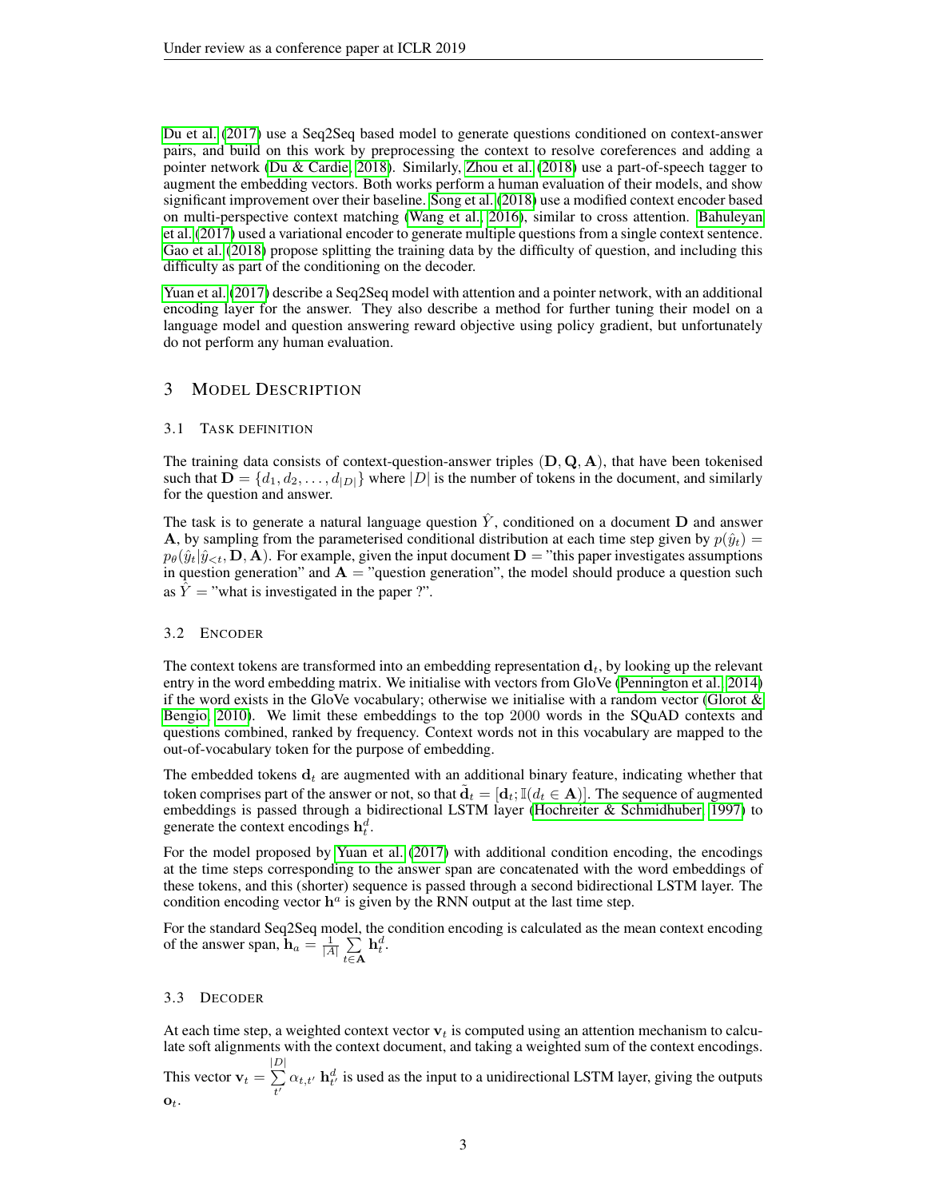Du et al. (2017) use a Seq2Seq based model to generate questions conditioned on context-answer pairs, and build on this work by preprocessing the context to resolve coreferences and adding a pointer network (Du & Cardie, 2018). Similarly, Zhou et al. (2018) use a part-of-speech tagger to augment the embedding vectors. Both works perform a human evaluation of their models, and show significant improvement over their baseline. Song et al. (2018) use a modified context encoder based on multi-perspective context matching (Wang et al., 2016), similar to cross attention. Bahuleyan et al. (2017) used a variational encoder to generate multiple questions from a single context sentence. Gao et al. (2018) propose splitting the training data by the difficulty of question, and including this difficulty as part of the conditioning on the decoder.

Yuan et al. (2017) describe a Seq2Seq model with attention and a pointer network, with an additional encoding layer for the answer. They also describe a method for further tuning their model on a language model and question answering reward objective using policy gradient, but unfortunately do not perform any human evaluation.

# 3 Model Description

## 3.1 Task definition

The training data consists of context-question-answer triples $(\mathbf{D}, \mathbf{Q}, \mathbf{A})$, that have been tokenised such that $\mathbf{D} = \{d_1, d_2, \ldots, d_{|D|}\}$ where $|D|$ is the number of tokens in the document, and similarly for the question and answer.

The task is to generate a natural language question $\hat{Y}$, conditioned on a document $\mathbf{D}$ and answer $\mathbf{A}$, by sampling from the parameterised conditional distribution at each time step given by $p(\hat{y}_t) = p_\theta(\hat{y}_t | \hat{y}_{<t}, \mathbf{D}, \mathbf{A})$. For example, given the input document $\mathbf{D} =$ "this paper investigates assumptions in question generation" and $\mathbf{A} =$ "question generation", the model should produce a question such as $\hat{Y} =$ "what is investigated in the paper ?".

## 3.2 Encoder

The context tokens are transformed into an embedding representation $\mathbf{d}_t$, by looking up the relevant entry in the word embedding matrix. We initialise with vectors from GloVe (Pennington et al., 2014) if the word exists in the GloVe vocabulary; otherwise we initialise with a random vector (Glorot & Bengio, 2010). We limit these embeddings to the top 2000 words in the SQuAD contexts and questions combined, ranked by frequency. Context words not in this vocabulary are mapped to the out-of-vocabulary token for the purpose of embedding.

The embedded tokens $\mathbf{d}_t$ are augmented with an additional binary feature, indicating whether that token comprises part of the answer or not, so that $\tilde{\mathbf{d}}_t = [\mathbf{d}_t; \mathbb{I}(d_t \in \mathbf{A})]$. The sequence of augmented embeddings is passed through a bidirectional LSTM layer (Hochreiter & Schmidhuber, 1997) to generate the context encodings $\mathbf{h}^d_t$.

For the model proposed by Yuan et al. (2017) with additional condition encoding, the encodings at the time steps corresponding to the answer span are concatenated with the word embeddings of these tokens, and this (shorter) sequence is passed through a second bidirectional LSTM layer. The condition encoding vector $\mathbf{h}^a$ is given by the RNN output at the last time step.

For the standard Seq2Seq model, the condition encoding is calculated as the mean context encoding of the answer span, $\mathbf{h}_a = \frac{1}{|A|} \sum_{t \in \mathbf{A}} \mathbf{h}^d_t$.

## 3.3 Decoder

At each time step, a weighted context vector $\mathbf{v}_t$ is computed using an attention mechanism to calculate soft alignments with the context document, and taking a weighted sum of the context encodings. This vector $\mathbf{v}_t = \sum_{t'}^{|D|} \alpha_{t,t'} \, \mathbf{h}^d_{t'}$ is used as the input to a unidirectional LSTM layer, giving the outputs $\mathbf{o}_t$.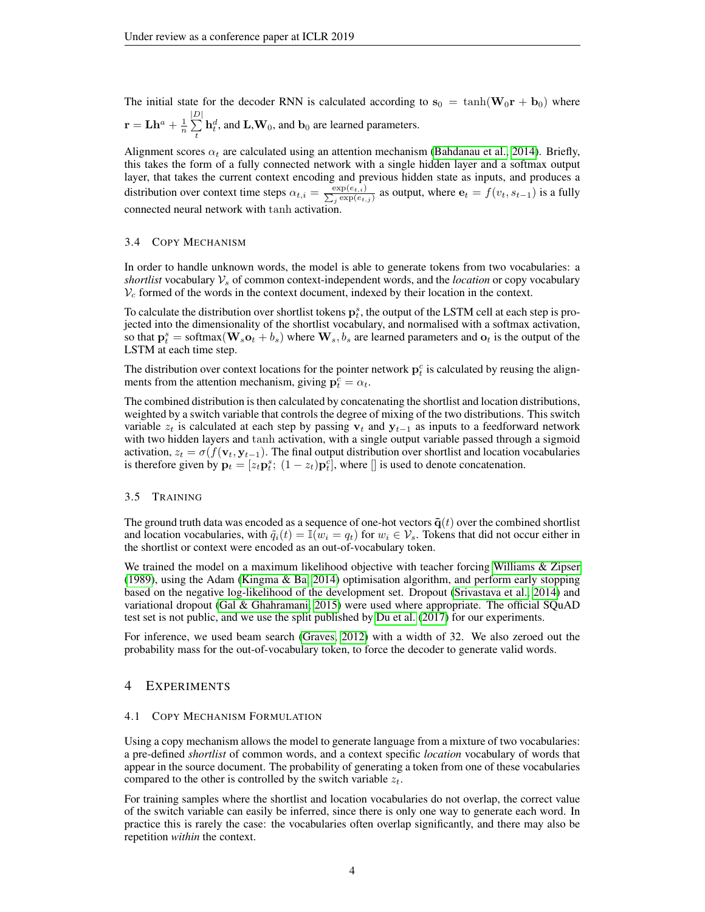The initial state for the decoder RNN is calculated according to $\mathbf{s}_0 = \tanh(\mathbf{W}_0\mathbf{r} + \mathbf{b}_0)$ where $\mathbf{r} = \mathbf{L}\mathbf{h}^a + \frac{1}{n}\sum_{t}^{|D|}\mathbf{h}_t^d$, and $\mathbf{L}$,$\mathbf{W}_0$, and $\mathbf{b}_0$ are learned parameters.

Alignment scores $\alpha_t$ are calculated using an attention mechanism (Bahdanau et al., 2014). Briefly, this takes the form of a fully connected network with a single hidden layer and a softmax output layer, that takes the current context encoding and previous hidden state as inputs, and produces a distribution over context time steps $\alpha_{t,i} = \frac{\exp(e_{t,i})}{\sum_j \exp(e_{t,j})}$ as output, where $\mathbf{e}_t = f(v_t, s_{t-1})$ is a fully connected neural network with $\tanh$ activation.

### 3.4 Copy Mechanism

In order to handle unknown words, the model is able to generate tokens from two vocabularies: a *shortlist* vocabulary $\mathcal{V}_s$ of common context-independent words, and the *location* or copy vocabulary $\mathcal{V}_c$ formed of the words in the context document, indexed by their location in the context.

To calculate the distribution over shortlist tokens $\mathbf{p}_t^s$, the output of the LSTM cell at each step is projected into the dimensionality of the shortlist vocabulary, and normalised with a softmax activation, so that $\mathbf{p}_t^s = \text{softmax}(\mathbf{W}_s\mathbf{o}_t + b_s)$ where $\mathbf{W}_s, b_s$ are learned parameters and $\mathbf{o}_t$ is the output of the LSTM at each time step.

The distribution over context locations for the pointer network $\mathbf{p}_t^c$ is calculated by reusing the alignments from the attention mechanism, giving $\mathbf{p}_t^c = \alpha_t$.

The combined distribution is then calculated by concatenating the shortlist and location distributions, weighted by a switch variable that controls the degree of mixing of the two distributions. This switch variable $z_t$ is calculated at each step by passing $\mathbf{v}_t$ and $\mathbf{y}_{t-1}$ as inputs to a feedforward network with two hidden layers and $\tanh$ activation, with a single output variable passed through a sigmoid activation, $z_t = \sigma(f(\mathbf{v}_t, \mathbf{y}_{t-1})$. The final output distribution over shortlist and location vocabularies is therefore given by $\mathbf{p}_t = [z_t\mathbf{p}_t^s;\ (1 - z_t)\mathbf{p}_t^c]$, where [] is used to denote concatenation.

### 3.5 Training

The ground truth data was encoded as a sequence of one-hot vectors $\tilde{\mathbf{q}}(t)$ over the combined shortlist and location vocabularies, with $\tilde{q}_i(t) = \mathbb{I}(w_i = q_t)$ for $w_i \in \mathcal{V}_s$. Tokens that did not occur either in the shortlist or context were encoded as an out-of-vocabulary token.

We trained the model on a maximum likelihood objective with teacher forcing Williams & Zipser (1989), using the Adam (Kingma & Ba, 2014) optimisation algorithm, and perform early stopping based on the negative log-likelihood of the development set. Dropout (Srivastava et al., 2014) and variational dropout (Gal & Ghahramani, 2015) were used where appropriate. The official SQuAD test set is not public, and we use the split published by Du et al. (2017) for our experiments.

For inference, we used beam search (Graves, 2012) with a width of 32. We also zeroed out the probability mass for the out-of-vocabulary token, to force the decoder to generate valid words.

## 4 Experiments

### 4.1 Copy Mechanism Formulation

Using a copy mechanism allows the model to generate language from a mixture of two vocabularies: a pre-defined *shortlist* of common words, and a context specific *location* vocabulary of words that appear in the source document. The probability of generating a token from one of these vocabularies compared to the other is controlled by the switch variable $z_t$.

For training samples where the shortlist and location vocabularies do not overlap, the correct value of the switch variable can easily be inferred, since there is only one way to generate each word. In practice this is rarely the case: the vocabularies often overlap significantly, and there may also be repetition *within* the context.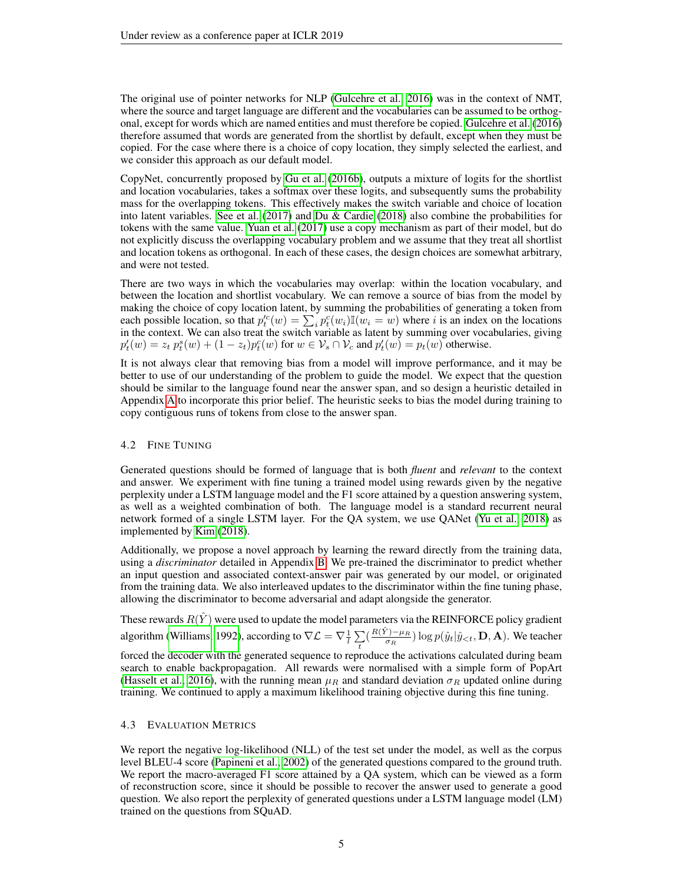The original use of pointer networks for NLP (Gulcehre et al., 2016) was in the context of NMT, where the source and target language are different and the vocabularies can be assumed to be orthogonal, except for words which are named entities and must therefore be copied. Gulcehre et al. (2016) therefore assumed that words are generated from the shortlist by default, except when they must be copied. For the case where there is a choice of copy location, they simply selected the earliest, and we consider this approach as our default model.

CopyNet, concurrently proposed by Gu et al. (2016b), outputs a mixture of logits for the shortlist and location vocabularies, takes a softmax over these logits, and subsequently sums the probability mass for the overlapping tokens. This effectively makes the switch variable and choice of location into latent variables. See et al. (2017) and Du & Cardie (2018) also combine the probabilities for tokens with the same value. Yuan et al. (2017) use a copy mechanism as part of their model, but do not explicitly discuss the overlapping vocabulary problem and we assume that they treat all shortlist and location tokens as orthogonal. In each of these cases, the design choices are somewhat arbitrary, and were not tested.

There are two ways in which the vocabularies may overlap: within the location vocabulary, and between the location and shortlist vocabulary. We can remove a source of bias from the model by making the choice of copy location latent, by summing the probabilities of generating a token from each possible location, so that $p'^{c}_t(w) = \sum_i p^c_t(w_i)\mathbb{I}(w_i = w)$ where $i$ is an index on the locations in the context. We can also treat the switch variable as latent by summing over vocabularies, giving $p'_t(w) = z_t\, p^s_t(w) + (1 - z_t)p^c_t(w)$ for $w \in \mathcal{V}_s \cap \mathcal{V}_c$ and $p'_t(w) = p_t(w)$ otherwise.

It is not always clear that removing bias from a model will improve performance, and it may be better to use of our understanding of the problem to guide the model. We expect that the question should be similar to the language found near the answer span, and so design a heuristic detailed in Appendix A to incorporate this prior belief. The heuristic seeks to bias the model during training to copy contiguous runs of tokens from close to the answer span.

### 4.2 Fine Tuning

Generated questions should be formed of language that is both *fluent* and *relevant* to the context and answer. We experiment with fine tuning a trained model using rewards given by the negative perplexity under a LSTM language model and the F1 score attained by a question answering system, as well as a weighted combination of both. The language model is a standard recurrent neural network formed of a single LSTM layer. For the QA system, we use QANet (Yu et al., 2018) as implemented by Kim (2018).

Additionally, we propose a novel approach by learning the reward directly from the training data, using a *discriminator* detailed in Appendix B. We pre-trained the discriminator to predict whether an input question and associated context-answer pair was generated by our model, or originated from the training data. We also interleaved updates to the discriminator within the fine tuning phase, allowing the discriminator to become adversarial and adapt alongside the generator.

These rewards $R(\hat{Y})$ were used to update the model parameters via the REINFORCE policy gradient algorithm (Williams, 1992), according to $\nabla\mathcal{L} = \nabla\frac{1}{l}\sum_t(\frac{R(\hat{Y})-\mu_R}{\sigma_R})\log p(\hat{y}_t|\hat{y}_{<t}, \mathbf{D}, \mathbf{A})$. We teacher forced the decoder with the generated sequence to reproduce the activations calculated during beam search to enable backpropagation. All rewards were normalised with a simple form of PopArt (Hasselt et al., 2016), with the running mean $\mu_R$ and standard deviation $\sigma_R$ updated online during training. We continued to apply a maximum likelihood training objective during this fine tuning.

### 4.3 Evaluation Metrics

We report the negative log-likelihood (NLL) of the test set under the model, as well as the corpus level BLEU-4 score (Papineni et al., 2002) of the generated questions compared to the ground truth. We report the macro-averaged F1 score attained by a QA system, which can be viewed as a form of reconstruction score, since it should be possible to recover the answer used to generate a good question. We also report the perplexity of generated questions under a LSTM language model (LM) trained on the questions from SQuAD.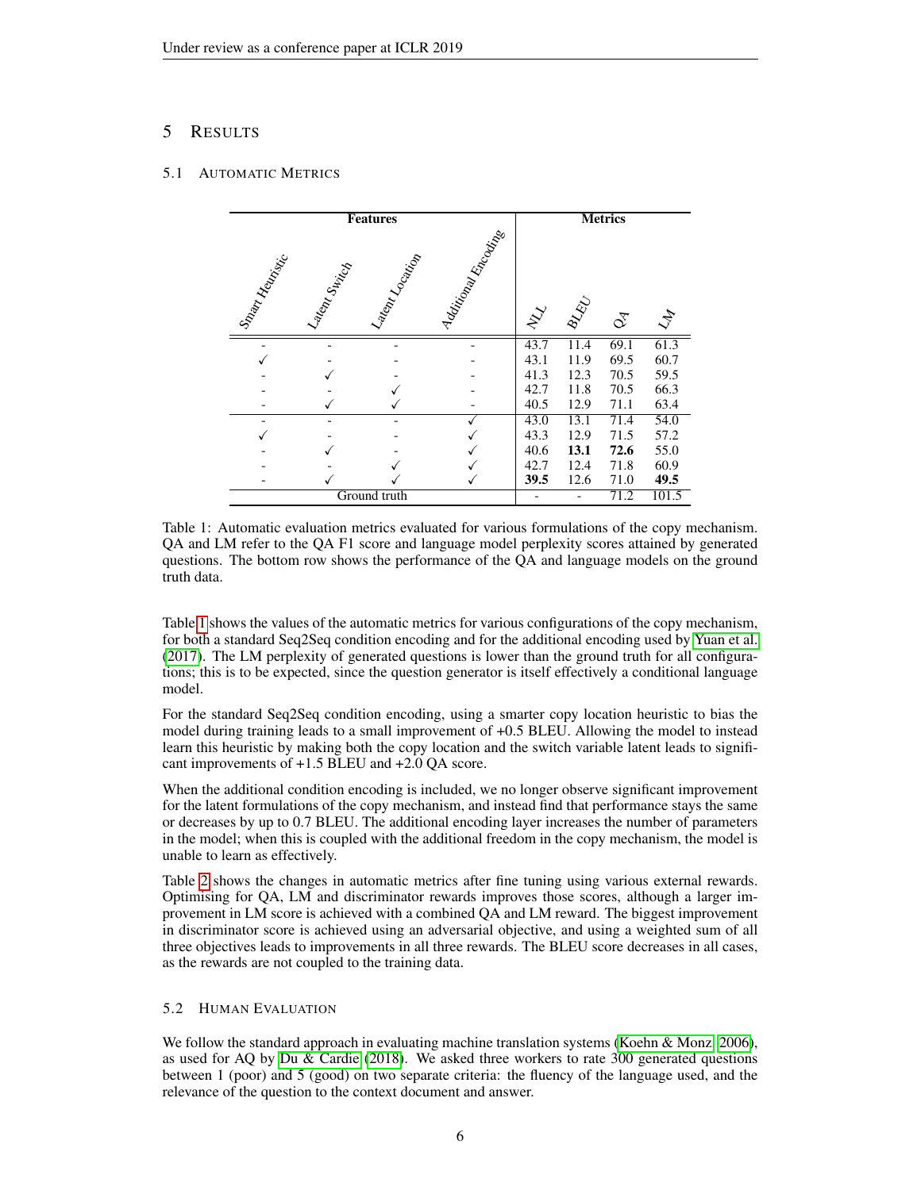# 5 Results

## 5.1 Automatic Metrics

| Features | | | | Metrics | | | |
|---|---|---|---|---|---|---|---|
| Smart Heuristic | Latent Switch | Latent Location | Additional Encoding | NLL | BLEU | QA | LM |
| - | - | - | - | 43.7 | 11.4 | 69.1 | 61.3 |
| ✓ | - | - | - | 43.1 | 11.9 | 69.5 | 60.7 |
| - | ✓ | - | - | 41.3 | 12.3 | 70.5 | 59.5 |
| - | - | ✓ | - | 42.7 | 11.8 | 70.5 | 66.3 |
| - | ✓ | ✓ | - | 40.5 | 12.9 | 71.1 | 63.4 |
| - | - | - | ✓ | 43.0 | 13.1 | 71.4 | 54.0 |
| ✓ | - | - | ✓ | 43.3 | 12.9 | 71.5 | 57.2 |
| - | ✓ | - | ✓ | 40.6 | **13.1** | **72.6** | 55.0 |
| - | - | ✓ | ✓ | 42.7 | 12.4 | 71.8 | 60.9 |
| - | ✓ | ✓ | ✓ | **39.5** | 12.6 | 71.0 | **49.5** |
| Ground truth | | | | - | - | 71.2 | 101.5 |

Table 1: Automatic evaluation metrics evaluated for various formulations of the copy mechanism. QA and LM refer to the QA F1 score and language model perplexity scores attained by generated questions. The bottom row shows the performance of the QA and language models on the ground truth data.

Table 1 shows the values of the automatic metrics for various configurations of the copy mechanism, for both a standard Seq2Seq condition encoding and for the additional encoding used by Yuan et al. (2017). The LM perplexity of generated questions is lower than the ground truth for all configurations; this is to be expected, since the question generator is itself effectively a conditional language model.

For the standard Seq2Seq condition encoding, using a smarter copy location heuristic to bias the model during training leads to a small improvement of +0.5 BLEU. Allowing the model to instead learn this heuristic by making both the copy location and the switch variable latent leads to significant improvements of +1.5 BLEU and +2.0 QA score.

When the additional condition encoding is included, we no longer observe significant improvement for the latent formulations of the copy mechanism, and instead find that performance stays the same or decreases by up to 0.7 BLEU. The additional encoding layer increases the number of parameters in the model; when this is coupled with the additional freedom in the copy mechanism, the model is unable to learn as effectively.

Table 2 shows the changes in automatic metrics after fine tuning using various external rewards. Optimising for QA, LM and discriminator rewards improves those scores, although a larger improvement in LM score is achieved with a combined QA and LM reward. The biggest improvement in discriminator score is achieved using an adversarial objective, and using a weighted sum of all three objectives leads to improvements in all three rewards. The BLEU score decreases in all cases, as the rewards are not coupled to the training data.

## 5.2 Human Evaluation

We follow the standard approach in evaluating machine translation systems (Koehn & Monz, 2006), as used for AQ by Du & Cardie (2018). We asked three workers to rate 300 generated questions between 1 (poor) and 5 (good) on two separate criteria: the fluency of the language used, and the relevance of the question to the context document and answer.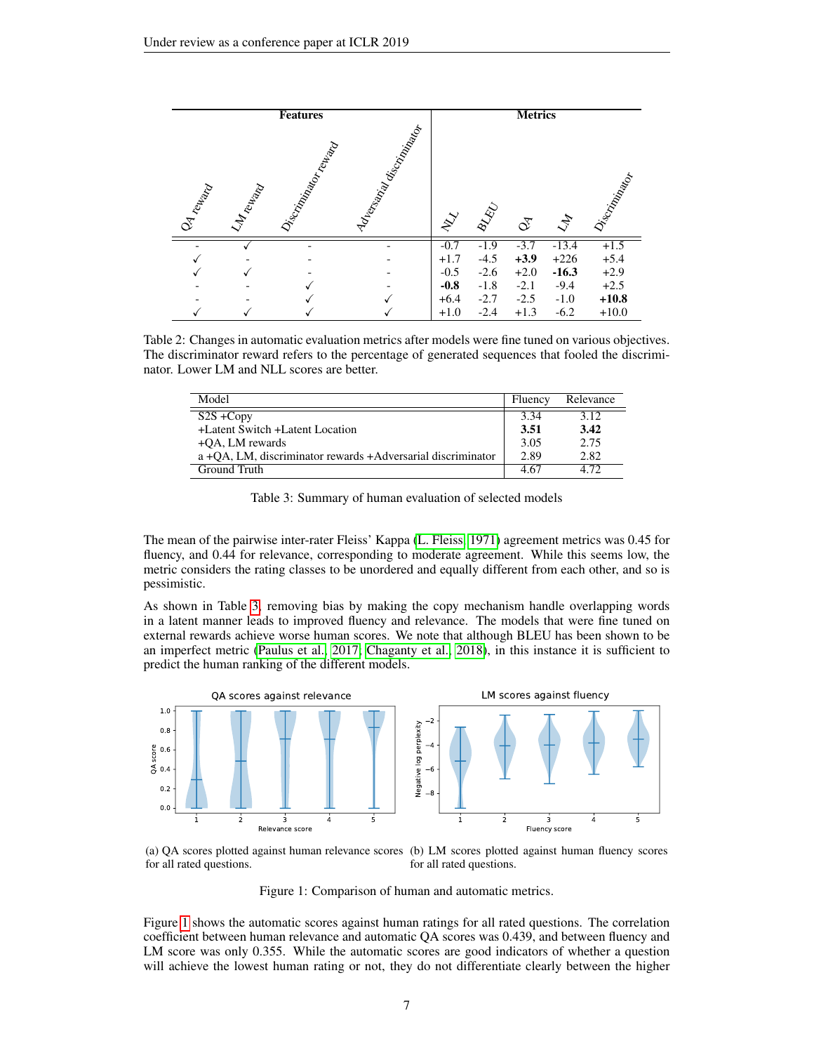| Features | | | | Metrics | | | | |
|---|---|---|---|---|---|---|---|---|
| QA reward | LM reward | Discriminator reward | Adversarial discriminator | NLL | BLEU | QA | LM | Discriminator |
| - | ✓ | - | - | -0.7 | -1.9 | -3.7 | -13.4 | +1.5 |
| ✓ | - | - | - | +1.7 | -4.5 | **+3.9** | +226 | +5.4 |
| ✓ | ✓ | - | - | -0.5 | -2.6 | +2.0 | **-16.3** | +2.9 |
| - | - | ✓ | - | **-0.8** | -1.8 | -2.1 | -9.4 | +2.5 |
| - | - | ✓ | ✓ | +6.4 | -2.7 | -2.5 | -1.0 | **+10.8** |
| ✓ | ✓ | ✓ | ✓ | +1.0 | -2.4 | +1.3 | -6.2 | +10.0 |

Table 2: Changes in automatic evaluation metrics after models were fine tuned on various objectives. The discriminator reward refers to the percentage of generated sequences that fooled the discriminator. Lower LM and NLL scores are better.

| Model | Fluency | Relevance |
|---|---|---|
| S2S +Copy | 3.34 | 3.12 |
| +Latent Switch +Latent Location | **3.51** | **3.42** |
| +QA, LM rewards | 3.05 | 2.75 |
| a +QA, LM, discriminator rewards +Adversarial discriminator | 2.89 | 2.82 |
| Ground Truth | 4.67 | 4.72 |

Table 3: Summary of human evaluation of selected models

The mean of the pairwise inter-rater Fleiss' Kappa (L. Fleiss, 1971) agreement metrics was 0.45 for fluency, and 0.44 for relevance, corresponding to moderate agreement. While this seems low, the metric considers the rating classes to be unordered and equally different from each other, and so is pessimistic.

As shown in Table 3, removing bias by making the copy mechanism handle overlapping words in a latent manner leads to improved fluency and relevance. The models that were fine tuned on external rewards achieve worse human scores. We note that although BLEU has been shown to be an imperfect metric (Paulus et al., 2017; Chaganty et al., 2018), in this instance it is sufficient to predict the human ranking of the different models.

(a) QA scores plotted against human relevance scores for all rated questions.

(b) LM scores plotted against human fluency scores for all rated questions.

Figure 1: Comparison of human and automatic metrics.

Figure 1 shows the automatic scores against human ratings for all rated questions. The correlation coefficient between human relevance and automatic QA scores was 0.439, and between fluency and LM score was only 0.355. While the automatic scores are good indicators of whether a question will achieve the lowest human rating or not, they do not differentiate clearly between the higher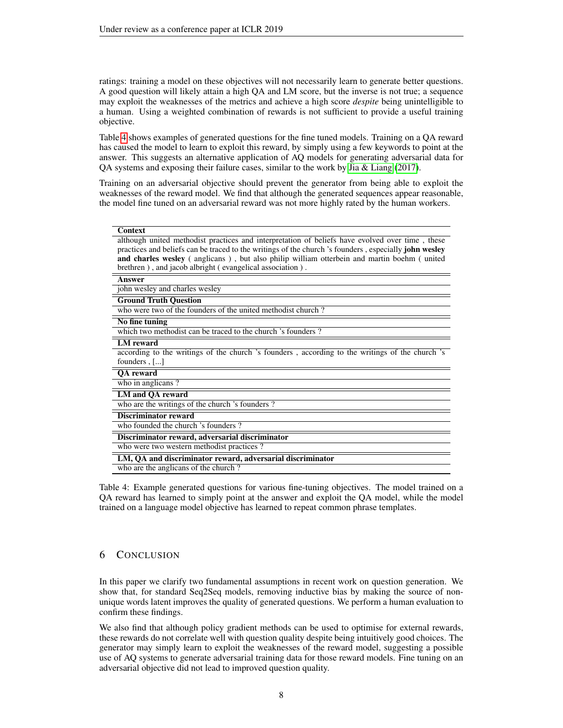ratings: training a model on these objectives will not necessarily learn to generate better questions. A good question will likely attain a high QA and LM score, but the inverse is not true; a sequence may exploit the weaknesses of the metrics and achieve a high score *despite* being unintelligible to a human. Using a weighted combination of rewards is not sufficient to provide a useful training objective.

Table 4 shows examples of generated questions for the fine tuned models. Training on a QA reward has caused the model to learn to exploit this reward, by simply using a few keywords to point at the answer. This suggests an alternative application of AQ models for generating adversarial data for QA systems and exposing their failure cases, similar to the work by Jia & Liang (2017).

Training on an adversarial objective should prevent the generator from being able to exploit the weaknesses of the reward model. We find that although the generated sequences appear reasonable, the model fine tuned on an adversarial reward was not more highly rated by the human workers.

| **Context** |
|---|
| although united methodist practices and interpretation of beliefs have evolved over time , these practices and beliefs can be traced to the writings of the church 's founders , especially **john wesley and charles wesley** ( anglicans ) , but also philip william otterbein and martin boehm ( united brethren ) , and jacob albright ( evangelical association ) . |
| **Answer** |
| john wesley and charles wesley |
| **Ground Truth Question** |
| who were two of the founders of the united methodist church ? |
| **No fine tuning** |
| which two methodist can be traced to the church 's founders ? |
| **LM reward** |
| according to the writings of the church 's founders , according to the writings of the church 's founders , [...] |
| **QA reward** |
| who in anglicans ? |
| **LM and QA reward** |
| who are the writings of the church 's founders ? |
| **Discriminator reward** |
| who founded the church 's founders ? |
| **Discriminator reward, adversarial discriminator** |
| who were two western methodist practices ? |
| **LM, QA and discriminator reward, adversarial discriminator** |
| who are the anglicans of the church ? |

Table 4: Example generated questions for various fine-tuning objectives. The model trained on a QA reward has learned to simply point at the answer and exploit the QA model, while the model trained on a language model objective has learned to repeat common phrase templates.

## 6 Conclusion

In this paper we clarify two fundamental assumptions in recent work on question generation. We show that, for standard Seq2Seq models, removing inductive bias by making the source of non-unique words latent improves the quality of generated questions. We perform a human evaluation to confirm these findings.

We also find that although policy gradient methods can be used to optimise for external rewards, these rewards do not correlate well with question quality despite being intuitively good choices. The generator may simply learn to exploit the weaknesses of the reward model, suggesting a possible use of AQ systems to generate adversarial training data for those reward models. Fine tuning on an adversarial objective did not lead to improved question quality.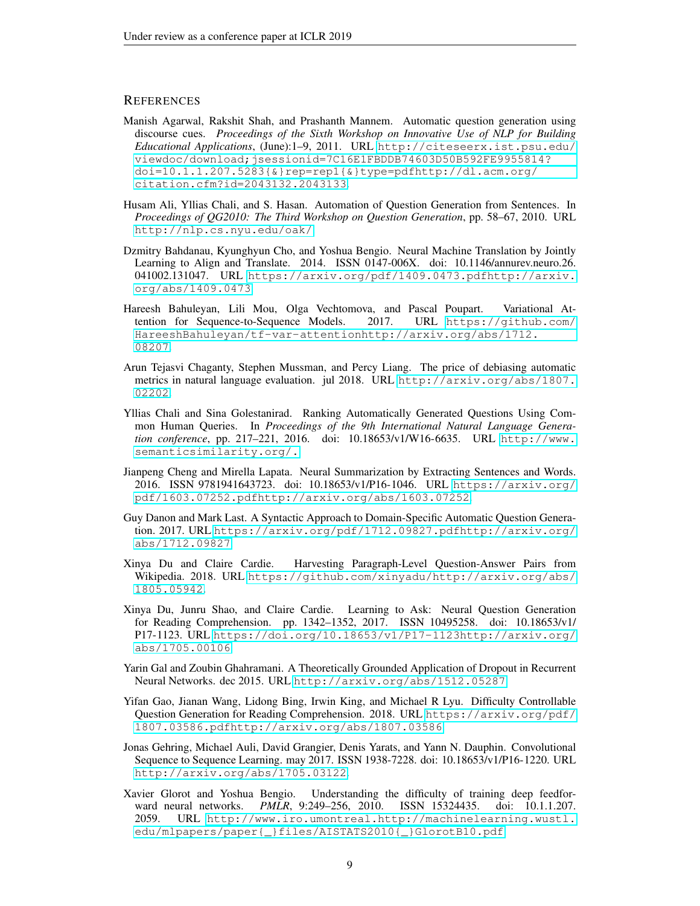## References

Manish Agarwal, Rakshit Shah, and Prashanth Mannem. Automatic question generation using discourse cues. *Proceedings of the Sixth Workshop on Innovative Use of NLP for Building Educational Applications*, (June):1–9, 2011. URL http://citeseerx.ist.psu.edu/viewdoc/download;jsessionid=7C16E1FBDDB74603D50B592FE9955814?doi=10.1.1.207.5283{&}rep=rep1{&}type=pdfhttp://dl.acm.org/citation.cfm?id=2043132.2043133.

Husam Ali, Yllias Chali, and S. Hasan. Automation of Question Generation from Sentences. In *Proceedings of QG2010: The Third Workshop on Question Generation*, pp. 58–67, 2010. URL http://nlp.cs.nyu.edu/oak/.

Dzmitry Bahdanau, Kyunghyun Cho, and Yoshua Bengio. Neural Machine Translation by Jointly Learning to Align and Translate. 2014. ISSN 0147-006X. doi: 10.1146/annurev.neuro.26.041002.131047. URL https://arxiv.org/pdf/1409.0473.pdfhttp://arxiv.org/abs/1409.0473.

Hareesh Bahuleyan, Lili Mou, Olga Vechtomova, and Pascal Poupart. Variational Attention for Sequence-to-Sequence Models. 2017. URL https://github.com/HareeshBahuleyan/tf-var-attentionhttp://arxiv.org/abs/1712.08207.

Arun Tejasvi Chaganty, Stephen Mussman, and Percy Liang. The price of debiasing automatic metrics in natural language evaluation. jul 2018. URL http://arxiv.org/abs/1807.02202.

Yllias Chali and Sina Golestanirad. Ranking Automatically Generated Questions Using Common Human Queries. In *Proceedings of the 9th International Natural Language Generation conference*, pp. 217–221, 2016. doi: 10.18653/v1/W16-6635. URL http://www.semanticsimilarity.org/.

Jianpeng Cheng and Mirella Lapata. Neural Summarization by Extracting Sentences and Words. 2016. ISSN 9781941643723. doi: 10.18653/v1/P16-1046. URL https://arxiv.org/pdf/1603.07252.pdfhttp://arxiv.org/abs/1603.07252.

Guy Danon and Mark Last. A Syntactic Approach to Domain-Specific Automatic Question Generation. 2017. URL https://arxiv.org/pdf/1712.09827.pdfhttp://arxiv.org/abs/1712.09827.

Xinya Du and Claire Cardie. Harvesting Paragraph-Level Question-Answer Pairs from Wikipedia. 2018. URL https://github.com/xinyadu/http://arxiv.org/abs/1805.05942.

Xinya Du, Junru Shao, and Claire Cardie. Learning to Ask: Neural Question Generation for Reading Comprehension. pp. 1342–1352, 2017. ISSN 10495258. doi: 10.18653/v1/P17-1123. URL https://doi.org/10.18653/v1/P17-1123http://arxiv.org/abs/1705.00106.

Yarin Gal and Zoubin Ghahramani. A Theoretically Grounded Application of Dropout in Recurrent Neural Networks. dec 2015. URL http://arxiv.org/abs/1512.05287.

Yifan Gao, Jianan Wang, Lidong Bing, Irwin King, and Michael R Lyu. Difficulty Controllable Question Generation for Reading Comprehension. 2018. URL https://arxiv.org/pdf/1807.03586.pdfhttp://arxiv.org/abs/1807.03586.

Jonas Gehring, Michael Auli, David Grangier, Denis Yarats, and Yann N. Dauphin. Convolutional Sequence to Sequence Learning. may 2017. ISSN 1938-7228. doi: 10.18653/v1/P16-1220. URL http://arxiv.org/abs/1705.03122.

Xavier Glorot and Yoshua Bengio. Understanding the difficulty of training deep feedforward neural networks. *PMLR*, 9:249–256, 2010. ISSN 15324435. doi: 10.1.1.207.2059. URL http://www.iro.umontreal.http://machinelearning.wustl.edu/mlpapers/paper{_}files/AISTATS2010{_}GlorotB10.pdf.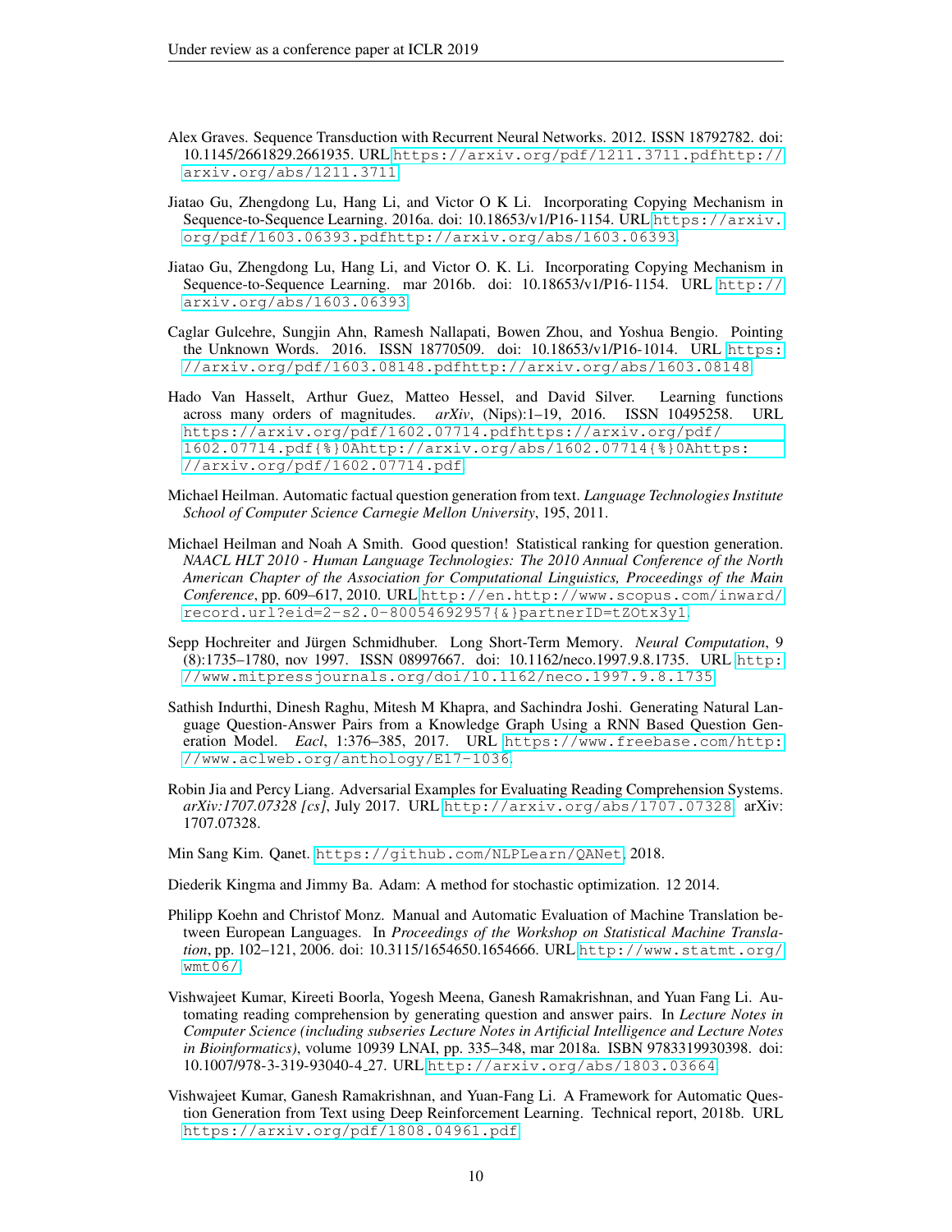Alex Graves. Sequence Transduction with Recurrent Neural Networks. 2012. ISSN 18792782. doi: 10.1145/2661829.2661935. URL https://arxiv.org/pdf/1211.3711.pdfhttp://arxiv.org/abs/1211.3711.

Jiatao Gu, Zhengdong Lu, Hang Li, and Victor O K Li. Incorporating Copying Mechanism in Sequence-to-Sequence Learning. 2016a. doi: 10.18653/v1/P16-1154. URL https://arxiv.org/pdf/1603.06393.pdfhttp://arxiv.org/abs/1603.06393.

Jiatao Gu, Zhengdong Lu, Hang Li, and Victor O. K. Li. Incorporating Copying Mechanism in Sequence-to-Sequence Learning. mar 2016b. doi: 10.18653/v1/P16-1154. URL http://arxiv.org/abs/1603.06393.

Caglar Gulcehre, Sungjin Ahn, Ramesh Nallapati, Bowen Zhou, and Yoshua Bengio. Pointing the Unknown Words. 2016. ISSN 18770509. doi: 10.18653/v1/P16-1014. URL https://arxiv.org/pdf/1603.08148.pdfhttp://arxiv.org/abs/1603.08148.

Hado Van Hasselt, Arthur Guez, Matteo Hessel, and David Silver. Learning functions across many orders of magnitudes. *arXiv*, (Nips):1–19, 2016. ISSN 10495258. URL https://arxiv.org/pdf/1602.07714.pdfhttps://arxiv.org/pdf/1602.07714.pdf{%}0Ahttp://arxiv.org/abs/1602.07714{%}0Ahttps://arxiv.org/pdf/1602.07714.pdf.

Michael Heilman. Automatic factual question generation from text. *Language Technologies Institute School of Computer Science Carnegie Mellon University*, 195, 2011.

Michael Heilman and Noah A Smith. Good question! Statistical ranking for question generation. *NAACL HLT 2010 - Human Language Technologies: The 2010 Annual Conference of the North American Chapter of the Association for Computational Linguistics, Proceedings of the Main Conference*, pp. 609–617, 2010. URL http://en.http://www.scopus.com/inward/record.url?eid=2-s2.0-80054692957{&}partnerID=tZOtx3y1.

Sepp Hochreiter and Jürgen Schmidhuber. Long Short-Term Memory. *Neural Computation*, 9 (8):1735–1780, nov 1997. ISSN 08997667. doi: 10.1162/neco.1997.9.8.1735. URL http://www.mitpressjournals.org/doi/10.1162/neco.1997.9.8.1735.

Sathish Indurthi, Dinesh Raghu, Mitesh M Khapra, and Sachindra Joshi. Generating Natural Language Question-Answer Pairs from a Knowledge Graph Using a RNN Based Question Generation Model. *Eacl*, 1:376–385, 2017. URL https://www.freebase.com/http://www.aclweb.org/anthology/E17-1036.

Robin Jia and Percy Liang. Adversarial Examples for Evaluating Reading Comprehension Systems. *arXiv:1707.07328 [cs]*, July 2017. URL http://arxiv.org/abs/1707.07328. arXiv: 1707.07328.

Min Sang Kim. Qanet. https://github.com/NLPLearn/QANet, 2018.

Diederik Kingma and Jimmy Ba. Adam: A method for stochastic optimization. 12 2014.

Philipp Koehn and Christof Monz. Manual and Automatic Evaluation of Machine Translation between European Languages. In *Proceedings of the Workshop on Statistical Machine Translation*, pp. 102–121, 2006. doi: 10.3115/1654650.1654666. URL http://www.statmt.org/wmt06/.

Vishwajeet Kumar, Kireeti Boorla, Yogesh Meena, Ganesh Ramakrishnan, and Yuan Fang Li. Automating reading comprehension by generating question and answer pairs. In *Lecture Notes in Computer Science (including subseries Lecture Notes in Artificial Intelligence and Lecture Notes in Bioinformatics)*, volume 10939 LNAI, pp. 335–348, mar 2018a. ISBN 9783319930398. doi: 10.1007/978-3-319-93040-4_27. URL http://arxiv.org/abs/1803.03664.

Vishwajeet Kumar, Ganesh Ramakrishnan, and Yuan-Fang Li. A Framework for Automatic Question Generation from Text using Deep Reinforcement Learning. Technical report, 2018b. URL https://arxiv.org/pdf/1808.04961.pdf.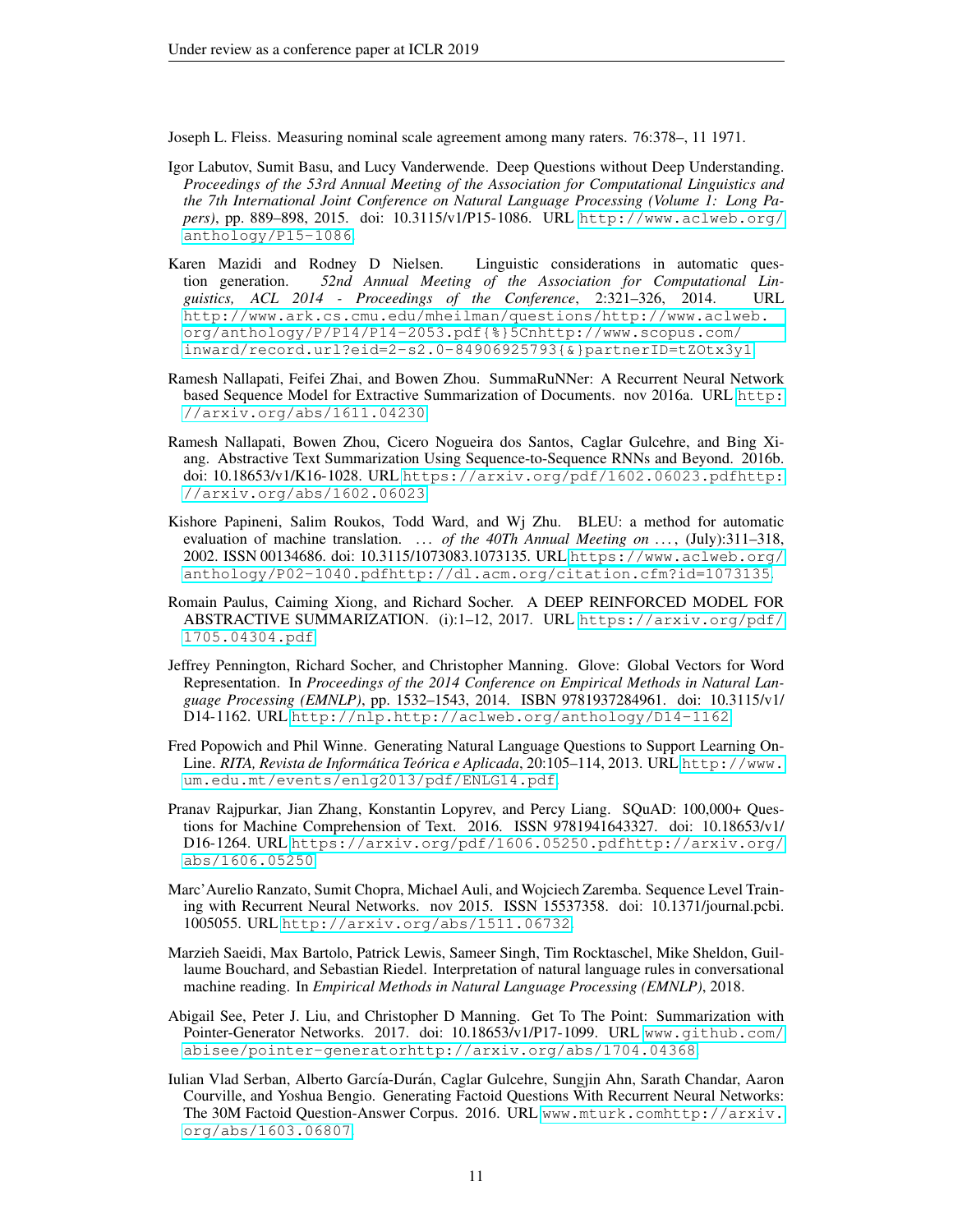Joseph L. Fleiss. Measuring nominal scale agreement among many raters. 76:378–, 11 1971.

Igor Labutov, Sumit Basu, and Lucy Vanderwende. Deep Questions without Deep Understanding. *Proceedings of the 53rd Annual Meeting of the Association for Computational Linguistics and the 7th International Joint Conference on Natural Language Processing (Volume 1: Long Papers)*, pp. 889–898, 2015. doi: 10.3115/v1/P15-1086. URL http://www.aclweb.org/anthology/P15-1086.

Karen Mazidi and Rodney D Nielsen. Linguistic considerations in automatic question generation. *52nd Annual Meeting of the Association for Computational Linguistics, ACL 2014 - Proceedings of the Conference*, 2:321–326, 2014. URL http://www.ark.cs.cmu.edu/mheilman/questions/http://www.aclweb.org/anthology/P/P14/P14-2053.pdf{%}5Cnhttp://www.scopus.com/inward/record.url?eid=2-s2.0-84906925793{&}partnerID=tZOtx3y1.

Ramesh Nallapati, Feifei Zhai, and Bowen Zhou. SummaRuNNer: A Recurrent Neural Network based Sequence Model for Extractive Summarization of Documents. nov 2016a. URL http://arxiv.org/abs/1611.04230.

Ramesh Nallapati, Bowen Zhou, Cicero Nogueira dos Santos, Caglar Gulcehre, and Bing Xiang. Abstractive Text Summarization Using Sequence-to-Sequence RNNs and Beyond. 2016b. doi: 10.18653/v1/K16-1028. URL https://arxiv.org/pdf/1602.06023.pdfhttp://arxiv.org/abs/1602.06023.

Kishore Papineni, Salim Roukos, Todd Ward, and Wj Zhu. BLEU: a method for automatic evaluation of machine translation. *... of the 40Th Annual Meeting on ...*, (July):311–318, 2002. ISSN 00134686. doi: 10.3115/1073083.1073135. URL https://www.aclweb.org/anthology/P02-1040.pdfhttp://dl.acm.org/citation.cfm?id=1073135.

Romain Paulus, Caiming Xiong, and Richard Socher. A DEEP REINFORCED MODEL FOR ABSTRACTIVE SUMMARIZATION. (i):1–12, 2017. URL https://arxiv.org/pdf/1705.04304.pdf.

Jeffrey Pennington, Richard Socher, and Christopher Manning. Glove: Global Vectors for Word Representation. In *Proceedings of the 2014 Conference on Empirical Methods in Natural Language Processing (EMNLP)*, pp. 1532–1543, 2014. ISBN 9781937284961. doi: 10.3115/v1/D14-1162. URL http://nlp.http://aclweb.org/anthology/D14-1162.

Fred Popowich and Phil Winne. Generating Natural Language Questions to Support Learning On-Line. *RITA, Revista de Informática Teórica e Aplicada*, 20:105–114, 2013. URL http://www.um.edu.mt/events/enlg2013/pdf/ENLG14.pdf.

Pranav Rajpurkar, Jian Zhang, Konstantin Lopyrev, and Percy Liang. SQuAD: 100,000+ Questions for Machine Comprehension of Text. 2016. ISSN 9781941643327. doi: 10.18653/v1/D16-1264. URL https://arxiv.org/pdf/1606.05250.pdfhttp://arxiv.org/abs/1606.05250.

Marc'Aurelio Ranzato, Sumit Chopra, Michael Auli, and Wojciech Zaremba. Sequence Level Training with Recurrent Neural Networks. nov 2015. ISSN 15537358. doi: 10.1371/journal.pcbi.1005055. URL http://arxiv.org/abs/1511.06732.

Marzieh Saeidi, Max Bartolo, Patrick Lewis, Sameer Singh, Tim Rocktaschel, Mike Sheldon, Guillaume Bouchard, and Sebastian Riedel. Interpretation of natural language rules in conversational machine reading. In *Empirical Methods in Natural Language Processing (EMNLP)*, 2018.

Abigail See, Peter J. Liu, and Christopher D Manning. Get To The Point: Summarization with Pointer-Generator Networks. 2017. doi: 10.18653/v1/P17-1099. URL www.github.com/abisee/pointer-generatorhttp://arxiv.org/abs/1704.04368.

Iulian Vlad Serban, Alberto García-Durán, Caglar Gulcehre, Sungjin Ahn, Sarath Chandar, Aaron Courville, and Yoshua Bengio. Generating Factoid Questions With Recurrent Neural Networks: The 30M Factoid Question-Answer Corpus. 2016. URL www.mturk.comhttp://arxiv.org/abs/1603.06807.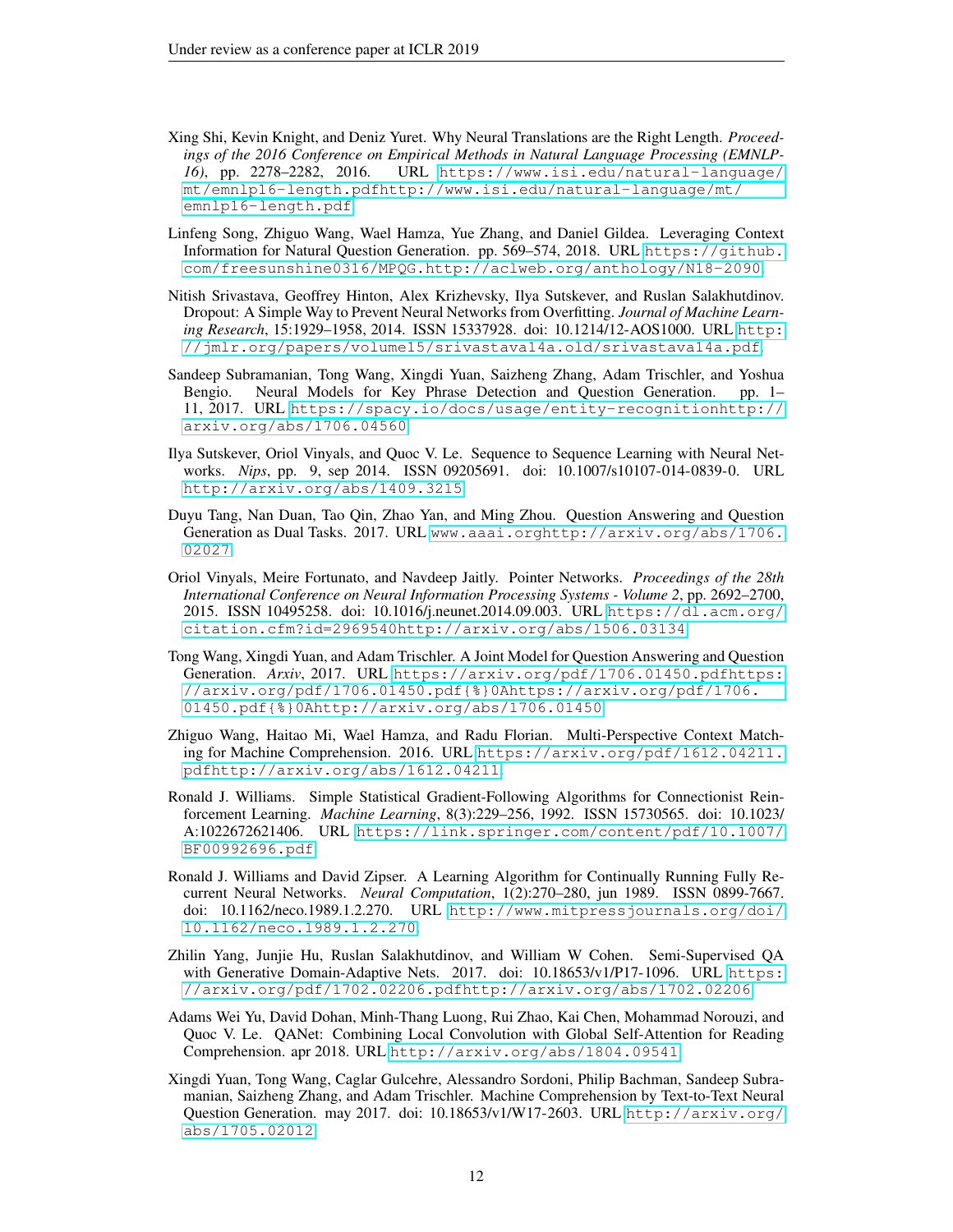Xing Shi, Kevin Knight, and Deniz Yuret. Why Neural Translations are the Right Length. *Proceedings of the 2016 Conference on Empirical Methods in Natural Language Processing (EMNLP-16)*, pp. 2278–2282, 2016. URL https://www.isi.edu/natural-language/mt/emnlp16-length.pdfhttp://www.isi.edu/natural-language/mt/emnlp16-length.pdf.

Linfeng Song, Zhiguo Wang, Wael Hamza, Yue Zhang, and Daniel Gildea. Leveraging Context Information for Natural Question Generation. pp. 569–574, 2018. URL https://github.com/freesunshine0316/MPQG.http://aclweb.org/anthology/N18-2090.

Nitish Srivastava, Geoffrey Hinton, Alex Krizhevsky, Ilya Sutskever, and Ruslan Salakhutdinov. Dropout: A Simple Way to Prevent Neural Networks from Overfitting. *Journal of Machine Learning Research*, 15:1929–1958, 2014. ISSN 15337928. doi: 10.1214/12-AOS1000. URL http://jmlr.org/papers/volume15/srivastava14a.old/srivastava14a.pdf.

Sandeep Subramanian, Tong Wang, Xingdi Yuan, Saizheng Zhang, Adam Trischler, and Yoshua Bengio. Neural Models for Key Phrase Detection and Question Generation. pp. 1–11, 2017. URL https://spacy.io/docs/usage/entity-recognitionhttp://arxiv.org/abs/1706.04560.

Ilya Sutskever, Oriol Vinyals, and Quoc V. Le. Sequence to Sequence Learning with Neural Networks. *Nips*, pp. 9, sep 2014. ISSN 09205691. doi: 10.1007/s10107-014-0839-0. URL http://arxiv.org/abs/1409.3215.

Duyu Tang, Nan Duan, Tao Qin, Zhao Yan, and Ming Zhou. Question Answering and Question Generation as Dual Tasks. 2017. URL www.aaai.orghttp://arxiv.org/abs/1706.02027.

Oriol Vinyals, Meire Fortunato, and Navdeep Jaitly. Pointer Networks. *Proceedings of the 28th International Conference on Neural Information Processing Systems - Volume 2*, pp. 2692–2700, 2015. ISSN 10495258. doi: 10.1016/j.neunet.2014.09.003. URL https://dl.acm.org/citation.cfm?id=2969540http://arxiv.org/abs/1506.03134.

Tong Wang, Xingdi Yuan, and Adam Trischler. A Joint Model for Question Answering and Question Generation. *Arxiv*, 2017. URL https://arxiv.org/pdf/1706.01450.pdfhttps://arxiv.org/pdf/1706.01450.pdf{%}0Ahttps://arxiv.org/pdf/1706.01450.pdf{%}0Ahttp://arxiv.org/abs/1706.01450.

Zhiguo Wang, Haitao Mi, Wael Hamza, and Radu Florian. Multi-Perspective Context Matching for Machine Comprehension. 2016. URL https://arxiv.org/pdf/1612.04211.pdfhttp://arxiv.org/abs/1612.04211.

Ronald J. Williams. Simple Statistical Gradient-Following Algorithms for Connectionist Reinforcement Learning. *Machine Learning*, 8(3):229–256, 1992. ISSN 15730565. doi: 10.1023/A:1022672621406. URL https://link.springer.com/content/pdf/10.1007/BF00992696.pdf.

Ronald J. Williams and David Zipser. A Learning Algorithm for Continually Running Fully Recurrent Neural Networks. *Neural Computation*, 1(2):270–280, jun 1989. ISSN 0899-7667. doi: 10.1162/neco.1989.1.2.270. URL http://www.mitpressjournals.org/doi/10.1162/neco.1989.1.2.270.

Zhilin Yang, Junjie Hu, Ruslan Salakhutdinov, and William W Cohen. Semi-Supervised QA with Generative Domain-Adaptive Nets. 2017. doi: 10.18653/v1/P17-1096. URL https://arxiv.org/pdf/1702.02206.pdfhttp://arxiv.org/abs/1702.02206.

Adams Wei Yu, David Dohan, Minh-Thang Luong, Rui Zhao, Kai Chen, Mohammad Norouzi, and Quoc V. Le. QANet: Combining Local Convolution with Global Self-Attention for Reading Comprehension. apr 2018. URL http://arxiv.org/abs/1804.09541.

Xingdi Yuan, Tong Wang, Caglar Gulcehre, Alessandro Sordoni, Philip Bachman, Sandeep Subramanian, Saizheng Zhang, and Adam Trischler. Machine Comprehension by Text-to-Text Neural Question Generation. may 2017. doi: 10.18653/v1/W17-2603. URL http://arxiv.org/abs/1705.02012.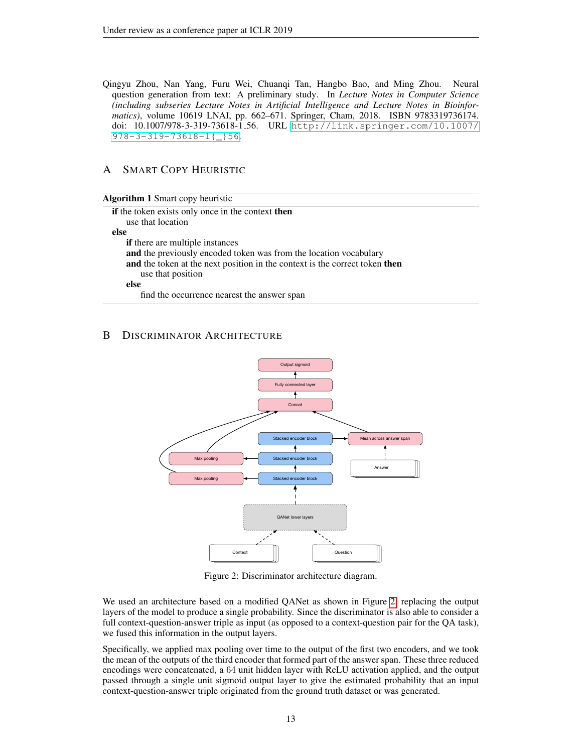Qingyu Zhou, Nan Yang, Furu Wei, Chuanqi Tan, Hangbo Bao, and Ming Zhou. Neural question generation from text: A preliminary study. In *Lecture Notes in Computer Science (including subseries Lecture Notes in Artificial Intelligence and Lecture Notes in Bioinformatics)*, volume 10619 LNAI, pp. 662–671. Springer, Cham, 2018. ISBN 9783319736174. doi: 10.1007/978-3-319-73618-1_56. URL http://link.springer.com/10.1007/978-3-319-73618-1{_}56.

# A Smart Copy Heuristic

**Algorithm 1** Smart copy heuristic

**if** the token exists only once in the context **then**
  use that location
**else**
  **if** there are multiple instances
  **and** the previously encoded token was from the location vocabulary
  **and** the token at the next position in the context is the correct token **then**
    use that position
  **else**
    find the occurrence nearest the answer span

# B Discriminator Architecture

Figure 2: Discriminator architecture diagram.

We used an architecture based on a modified QANet as shown in Figure 2, replacing the output layers of the model to produce a single probability. Since the discriminator is also able to consider a full context-question-answer triple as input (as opposed to a context-question pair for the QA task), we fused this information in the output layers.

Specifically, we applied max pooling over time to the output of the first two encoders, and we took the mean of the outputs of the third encoder that formed part of the answer span. These three reduced encodings were concatenated, a 64 unit hidden layer with ReLU activation applied, and the output passed through a single unit sigmoid output layer to give the estimated probability that an input context-question-answer triple originated from the ground truth dataset or was generated.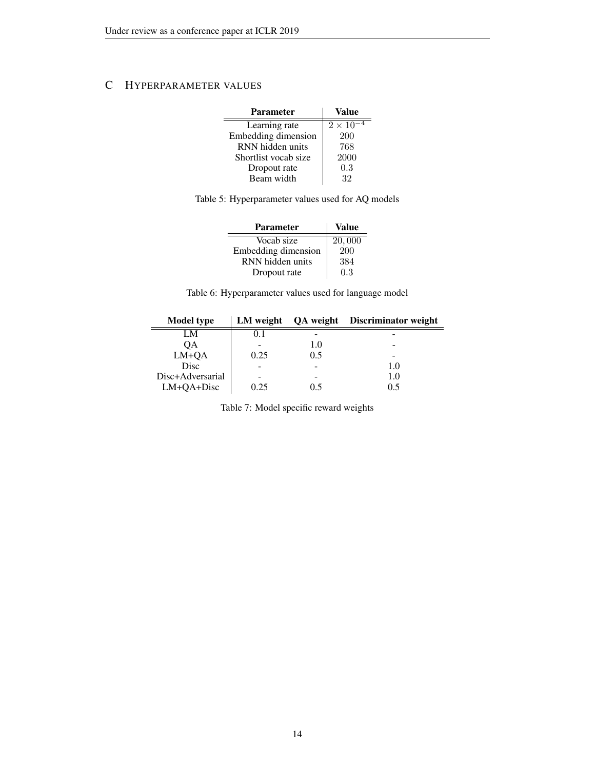## C Hyperparameter values

| Parameter | Value |
|---|---|
| Learning rate | $2 \times 10^{-4}$ |
| Embedding dimension | 200 |
| RNN hidden units | 768 |
| Shortlist vocab size | 2000 |
| Dropout rate | 0.3 |
| Beam width | 32 |

Table 5: Hyperparameter values used for AQ models

| Parameter | Value |
|---|---|
| Vocab size | 20,000 |
| Embedding dimension | 200 |
| RNN hidden units | 384 |
| Dropout rate | 0.3 |

Table 6: Hyperparameter values used for language model

| Model type | LM weight | QA weight | Discriminator weight |
|---|---|---|---|
| LM | 0.1 | - | - |
| QA | - | 1.0 | - |
| LM+QA | 0.25 | 0.5 | - |
| Disc | - | - | 1.0 |
| Disc+Adversarial | - | - | 1.0 |
| LM+QA+Disc | 0.25 | 0.5 | 0.5 |

Table 7: Model specific reward weights